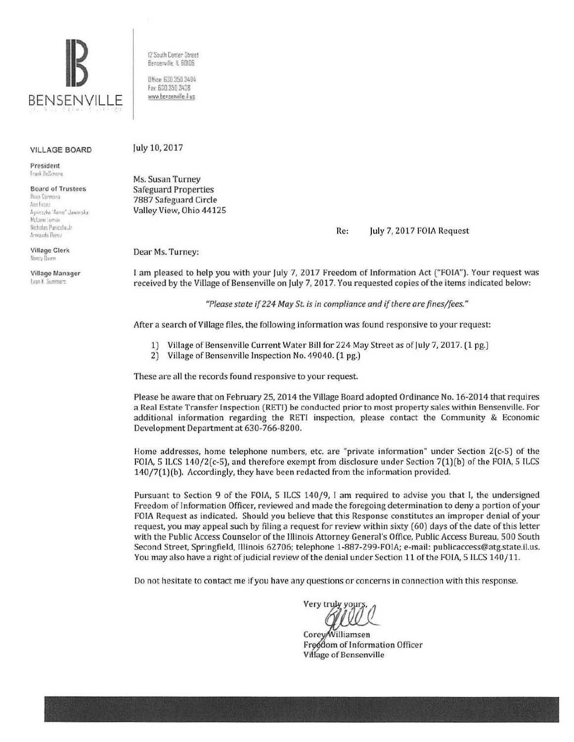BENSENVILLE

12 South Center Street
Bensenville, IL 60106

Office: 630.350.3404
Fax: 630.350.3438
www.bensenville.il.us

**VILLAGE BOARD**

**President**
Frank DeSimone

**Board of Trustees**
Rosa Carmona
Ann Franz
Agnieszka "Annie" Jaworska
McLane Lomax
Nicholas Panicola Jr.
Armando Perez

**Village Clerk**
Nancy Dunn

**Village Manager**
Evan K. Summers

July 10, 2017

Ms. Susan Turney
Safeguard Properties
7887 Safeguard Circle
Valley View, Ohio 44125

Re: July 7, 2017 FOIA Request

Dear Ms. Turney:

I am pleased to help you with your July 7, 2017 Freedom of Information Act ("FOIA"). Your request was received by the Village of Bensenville on July 7, 2017. You requested copies of the items indicated below:

*"Please state if 224 May St. is in compliance and if there are fines/fees."*

After a search of Village files, the following information was found responsive to your request:

1) Village of Bensenville Current Water Bill for 224 May Street as of July 7, 2017. (1 pg.)
2) Village of Bensenville Inspection No. 49040. (1 pg.)

These are all the records found responsive to your request.

Please be aware that on February 25, 2014 the Village Board adopted Ordinance No. 16-2014 that requires a Real Estate Transfer Inspection (RETI) be conducted prior to most property sales within Bensenville. For additional information regarding the RETI inspection, please contact the Community & Economic Development Department at 630-766-8200.

Home addresses, home telephone numbers, etc. are "private information" under Section 2(c-5) of the FOIA, 5 ILCS 140/2(c-5), and therefore exempt from disclosure under Section 7(1)(b) of the FOIA, 5 ILCS 140/7(1)(b). Accordingly, they have been redacted from the information provided.

Pursuant to Section 9 of the FOIA, 5 ILCS 140/9, I am required to advise you that I, the undersigned Freedom of Information Officer, reviewed and made the foregoing determination to deny a portion of your FOIA Request as indicated. Should you believe that this Response constitutes an improper denial of your request, you may appeal such by filing a request for review within sixty (60) days of the date of this letter with the Public Access Counselor of the Illinois Attorney General's Office, Public Access Bureau, 500 South Second Street, Springfield, Illinois 62706; telephone 1-887-299-FOIA; e-mail: publicaccess@atg.state.il.us. You may also have a right of judicial review of the denial under Section 11 of the FOIA, 5 ILCS 140/11.

Do not hesitate to contact me if you have any questions or concerns in connection with this response.

Very truly yours,

Corey Williamsen
Freedom of Information Officer
Village of Bensenville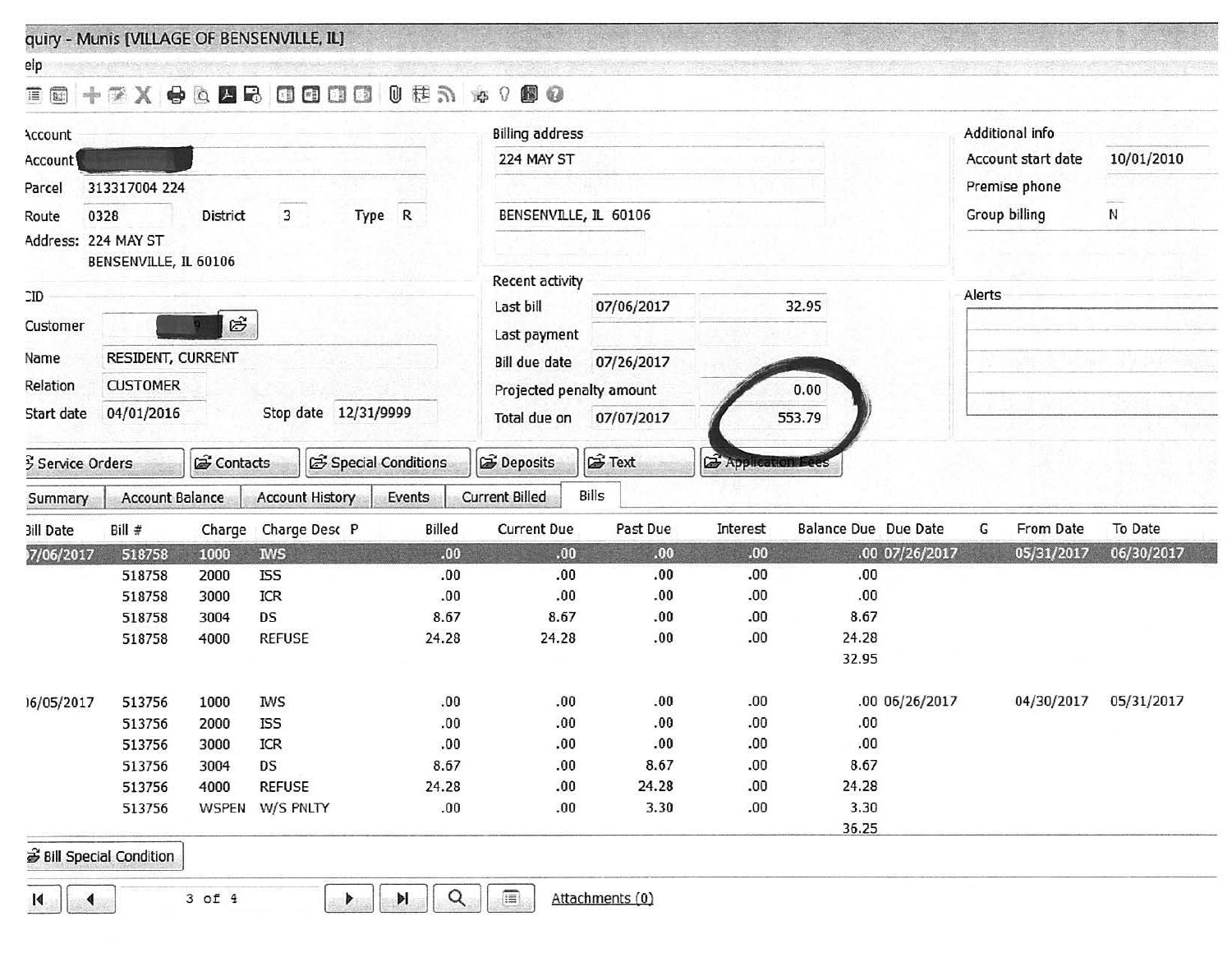quiry - Munis [VILLAGE OF BENSENVILLE, IL]

elp

**Account**

| | |
|---|---|
| Account | |
| Parcel | 313317004 224 |
| Route | 0328 |
| District | 3 |
| Type | R |

Address: 224 MAY ST
BENSENVILLE, IL 60106

**Billing address**

224 MAY ST

BENSENVILLE, IL 60106

**Additional info**

| | |
|---|---|
| Account start date | 10/01/2010 |
| Premise phone | |
| Group billing | N |

**CID**

| | |
|---|---|
| Customer | |
| Name | RESIDENT, CURRENT |
| Relation | CUSTOMER |
| Start date | 04/01/2016 |
| Stop date | 12/31/9999 |

**Recent activity**

| | | |
|---|---|---|
| Last bill | 07/06/2017 | 32.95 |
| Last payment | | |
| Bill due date | 07/26/2017 | |
| Projected penalty amount | | 0.00 |
| Total due on | 07/07/2017 | 553.79 |

**Alerts**

Service Orders | Contacts | Special Conditions | Deposits | Text | Application Fees

Summary | Account Balance | Account History | Events | Current Billed | Bills

| Bill Date | Bill # | Charge | Charge Desc | P | Billed | Current Due | Past Due | Interest | Balance Due | Due Date | G | From Date | To Date |
|---|---|---|---|---|---|---|---|---|---|---|---|---|---|
| 07/06/2017 | 518758 | 1000 | IWS | | .00 | .00 | .00 | .00 | .00 | 07/26/2017 | | 05/31/2017 | 06/30/2017 |
| | 518758 | 2000 | ISS | | .00 | .00 | .00 | .00 | .00 | | | | |
| | 518758 | 3000 | ICR | | .00 | .00 | .00 | .00 | .00 | | | | |
| | 518758 | 3004 | DS | | 8.67 | 8.67 | .00 | .00 | 8.67 | | | | |
| | 518758 | 4000 | REFUSE | | 24.28 | 24.28 | .00 | .00 | 24.28 | | | | |
| | | | | | | | | | 32.95 | | | | |
| 06/05/2017 | 513756 | 1000 | IWS | | .00 | .00 | .00 | .00 | .00 | 06/26/2017 | | 04/30/2017 | 05/31/2017 |
| | 513756 | 2000 | ISS | | .00 | .00 | .00 | .00 | .00 | | | | |
| | 513756 | 3000 | ICR | | .00 | .00 | .00 | .00 | .00 | | | | |
| | 513756 | 3004 | DS | | 8.67 | .00 | 8.67 | .00 | 8.67 | | | | |
| | 513756 | 4000 | REFUSE | | 24.28 | .00 | 24.28 | .00 | 24.28 | | | | |
| | 513756 | WSPEN | W/S PNLTY | | .00 | .00 | 3.30 | .00 | 3.30 | | | | |
| | | | | | | | | | 36.25 | | | | |

Bill Special Condition

3 of 4 | Attachments (0)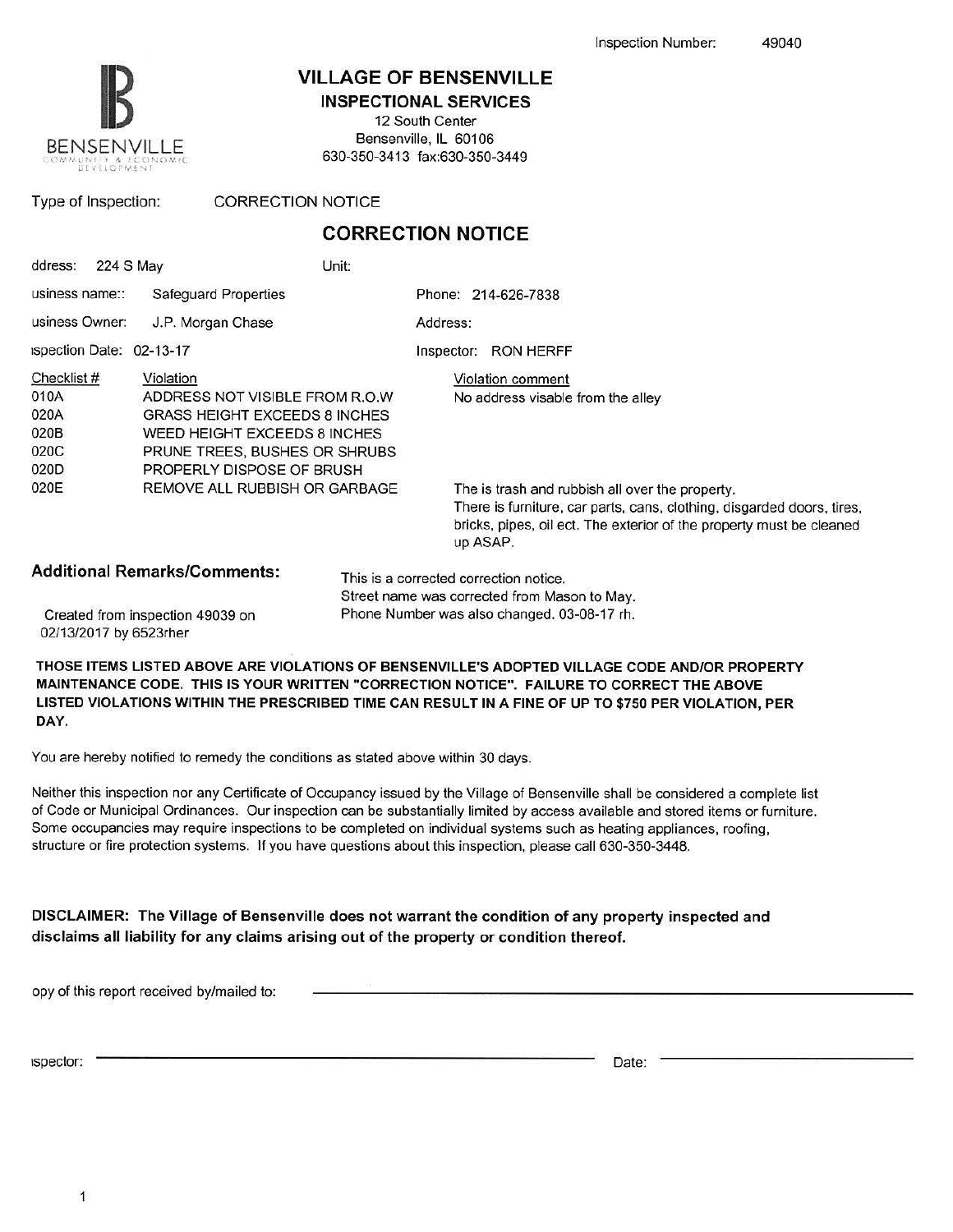Inspection Number: 49040

BENSENVILLE
COMMUNITY & ECONOMIC DEVELOPMENT

## VILLAGE OF BENSENVILLE

### INSPECTIONAL SERVICES

12 South Center
Bensenville, IL 60106
630-350-3413 fax:630-350-3449

Type of Inspection: CORRECTION NOTICE

## CORRECTION NOTICE

ddress: 224 S May Unit:

usiness name:: Safeguard Properties Phone: 214-626-7838

usiness Owner: J.P. Morgan Chase Address:

ıspection Date: 02-13-17 Inspector: RON HERFF

| Checklist # | Violation | Violation comment |
|---|---|---|
| 010A | ADDRESS NOT VISIBLE FROM R.O.W | No address visable from the alley |
| 020A | GRASS HEIGHT EXCEEDS 8 INCHES | |
| 020B | WEED HEIGHT EXCEEDS 8 INCHES | |
| 020C | PRUNE TREES, BUSHES OR SHRUBS | |
| 020D | PROPERLY DISPOSE OF BRUSH | |
| 020E | REMOVE ALL RUBBISH OR GARBAGE | The is trash and rubbish all over the property. There is furniture, car parts, cans, clothing, disgarded doors, tires, bricks, pipes, oil ect. The exterior of the property must be cleaned up ASAP. |

**Additional Remarks/Comments:**

This is a corrected correction notice.
Street name was corrected from Mason to May.
Phone Number was also changed. 03-08-17 rh.

Created from inspection 49039 on 02/13/2017 by 6523rher

**THOSE ITEMS LISTED ABOVE ARE VIOLATIONS OF BENSENVILLE'S ADOPTED VILLAGE CODE AND/OR PROPERTY MAINTENANCE CODE. THIS IS YOUR WRITTEN "CORRECTION NOTICE". FAILURE TO CORRECT THE ABOVE LISTED VIOLATIONS WITHIN THE PRESCRIBED TIME CAN RESULT IN A FINE OF UP TO $750 PER VIOLATION, PER DAY.**

You are hereby notified to remedy the conditions as stated above within 30 days.

Neither this inspection nor any Certificate of Occupancy issued by the Village of Bensenville shall be considered a complete list of Code or Municipal Ordinances. Our inspection can be substantially limited by access available and stored items or furniture. Some occupancies may require inspections to be completed on individual systems such as heating appliances, roofing, structure or fire protection systems. If you have questions about this inspection, please call 630-350-3448.

**DISCLAIMER: The Village of Bensenville does not warrant the condition of any property inspected and disclaims all liability for any claims arising out of the property or condition thereof.**

opy of this report received by/mailed to: ______________________________

ıspector: ______________________________ Date: ______________